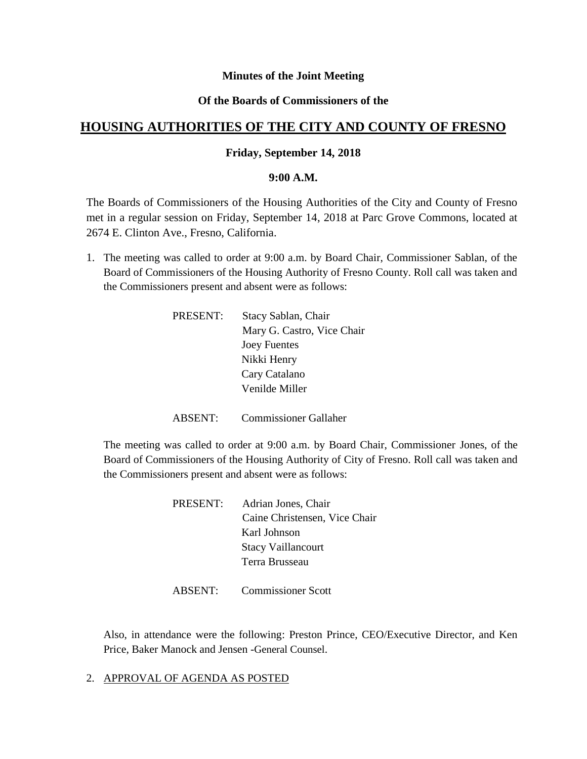**Minutes of the Joint Meeting**

**Of the Boards of Commissioners of the**

# HOUSING AUTHORITIES OF THE CITY AND COUNTY OF FRESNO

**Friday, September 14, 2018**

**9:00 A.M.**

The Boards of Commissioners of the Housing Authorities of the City and County of Fresno met in a regular session on Friday, September 14, 2018 at Parc Grove Commons, located at 2674 E. Clinton Ave., Fresno, California.

1. The meeting was called to order at 9:00 a.m. by Board Chair, Commissioner Sablan, of the Board of Commissioners of the Housing Authority of Fresno County. Roll call was taken and the Commissioners present and absent were as follows:

   PRESENT: Stacy Sablan, Chair
   Mary G. Castro, Vice Chair
   Joey Fuentes
   Nikki Henry
   Cary Catalano
   Venilde Miller

   ABSENT: Commissioner Gallaher

   The meeting was called to order at 9:00 a.m. by Board Chair, Commissioner Jones, of the Board of Commissioners of the Housing Authority of City of Fresno. Roll call was taken and the Commissioners present and absent were as follows:

   PRESENT: Adrian Jones, Chair
   Caine Christensen, Vice Chair
   Karl Johnson
   Stacy Vaillancourt
   Terra Brusseau

   ABSENT: Commissioner Scott

   Also, in attendance were the following: Preston Prince, CEO/Executive Director, and Ken Price, Baker Manock and Jensen -General Counsel.

2. APPROVAL OF AGENDA AS POSTED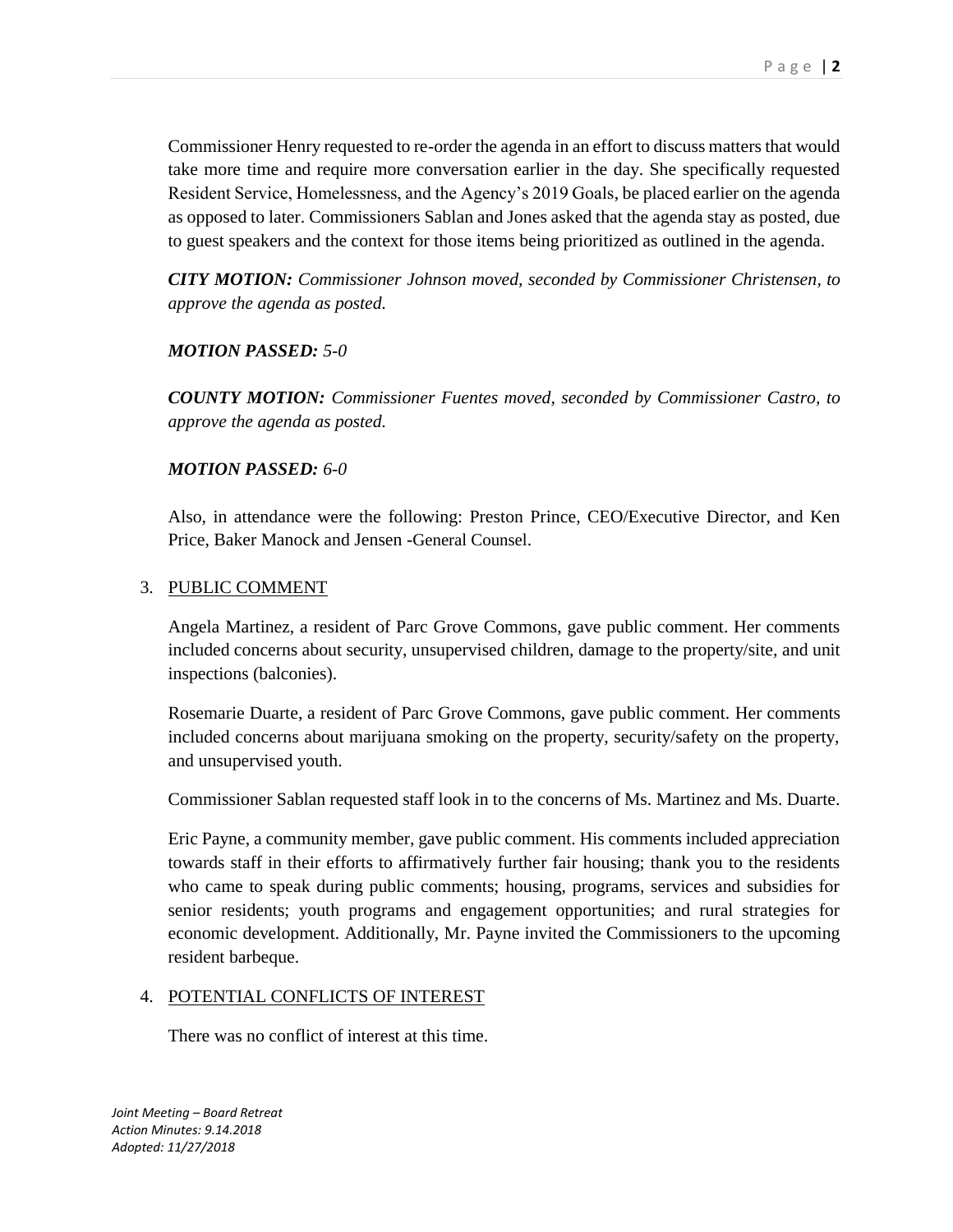Commissioner Henry requested to re-order the agenda in an effort to discuss matters that would take more time and require more conversation earlier in the day. She specifically requested Resident Service, Homelessness, and the Agency's 2019 Goals, be placed earlier on the agenda as opposed to later. Commissioners Sablan and Jones asked that the agenda stay as posted, due to guest speakers and the context for those items being prioritized as outlined in the agenda.

***CITY MOTION:*** *Commissioner Johnson moved, seconded by Commissioner Christensen, to approve the agenda as posted.*

***MOTION PASSED:*** *5-0*

***COUNTY MOTION:*** *Commissioner Fuentes moved, seconded by Commissioner Castro, to approve the agenda as posted.*

***MOTION PASSED:*** *6-0*

Also, in attendance were the following: Preston Prince, CEO/Executive Director, and Ken Price, Baker Manock and Jensen -General Counsel.

3. PUBLIC COMMENT

   Angela Martinez, a resident of Parc Grove Commons, gave public comment. Her comments included concerns about security, unsupervised children, damage to the property/site, and unit inspections (balconies).

   Rosemarie Duarte, a resident of Parc Grove Commons, gave public comment. Her comments included concerns about marijuana smoking on the property, security/safety on the property, and unsupervised youth.

   Commissioner Sablan requested staff look in to the concerns of Ms. Martinez and Ms. Duarte.

   Eric Payne, a community member, gave public comment. His comments included appreciation towards staff in their efforts to affirmatively further fair housing; thank you to the residents who came to speak during public comments; housing, programs, services and subsidies for senior residents; youth programs and engagement opportunities; and rural strategies for economic development. Additionally, Mr. Payne invited the Commissioners to the upcoming resident barbeque.

4. POTENTIAL CONFLICTS OF INTEREST

   There was no conflict of interest at this time.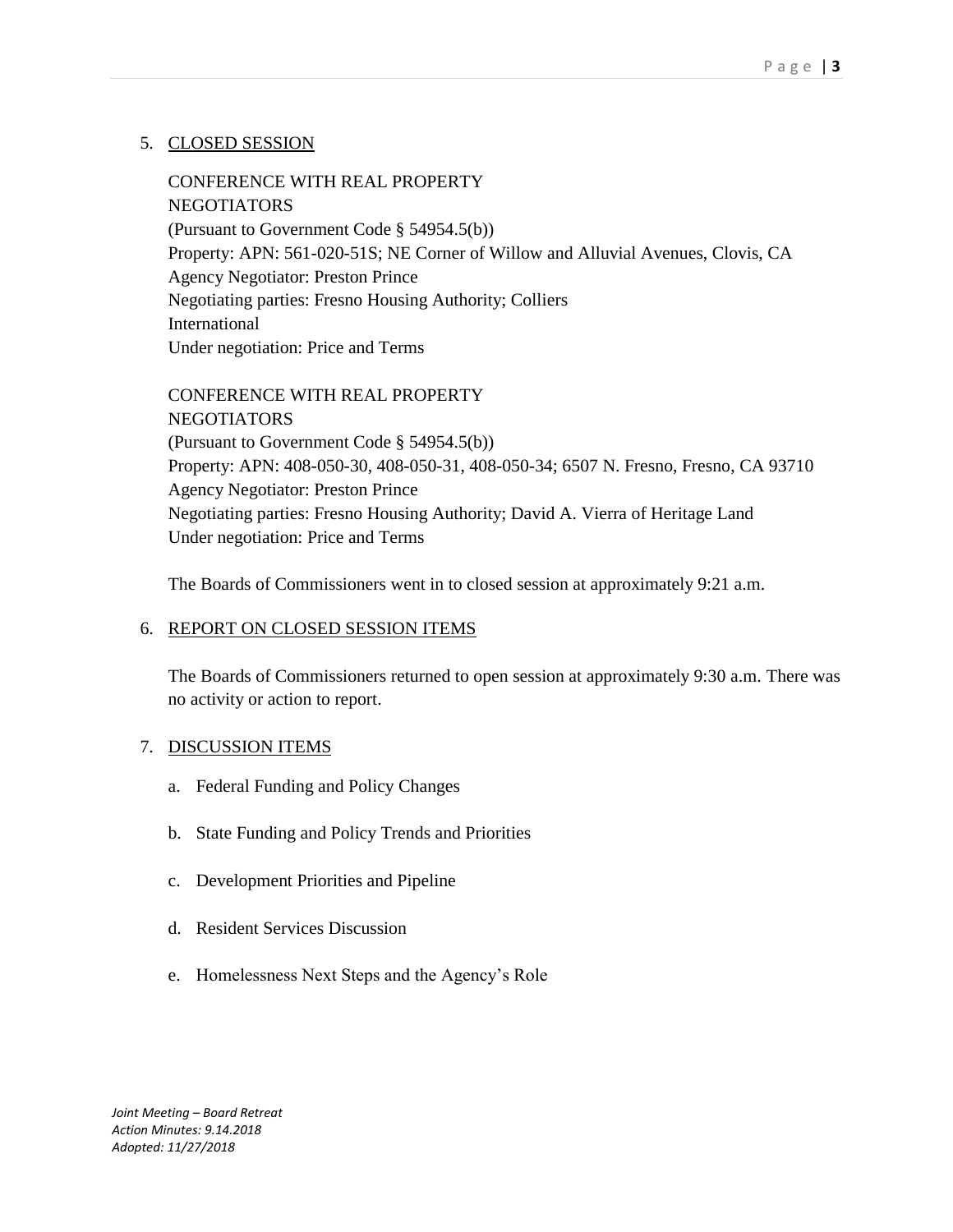5. CLOSED SESSION

   CONFERENCE WITH REAL PROPERTY
   NEGOTIATORS
   (Pursuant to Government Code § 54954.5(b))
   Property: APN: 561-020-51S; NE Corner of Willow and Alluvial Avenues, Clovis, CA
   Agency Negotiator: Preston Prince
   Negotiating parties: Fresno Housing Authority; Colliers
   International
   Under negotiation: Price and Terms

   CONFERENCE WITH REAL PROPERTY
   NEGOTIATORS
   (Pursuant to Government Code § 54954.5(b))
   Property: APN: 408-050-30, 408-050-31, 408-050-34; 6507 N. Fresno, Fresno, CA 93710
   Agency Negotiator: Preston Prince
   Negotiating parties: Fresno Housing Authority; David A. Vierra of Heritage Land
   Under negotiation: Price and Terms

   The Boards of Commissioners went in to closed session at approximately 9:21 a.m.

6. REPORT ON CLOSED SESSION ITEMS

   The Boards of Commissioners returned to open session at approximately 9:30 a.m. There was no activity or action to report.

7. DISCUSSION ITEMS

   a. Federal Funding and Policy Changes

   b. State Funding and Policy Trends and Priorities

   c. Development Priorities and Pipeline

   d. Resident Services Discussion

   e. Homelessness Next Steps and the Agency's Role

*Joint Meeting – Board Retreat*
*Action Minutes: 9.14.2018*
*Adopted: 11/27/2018*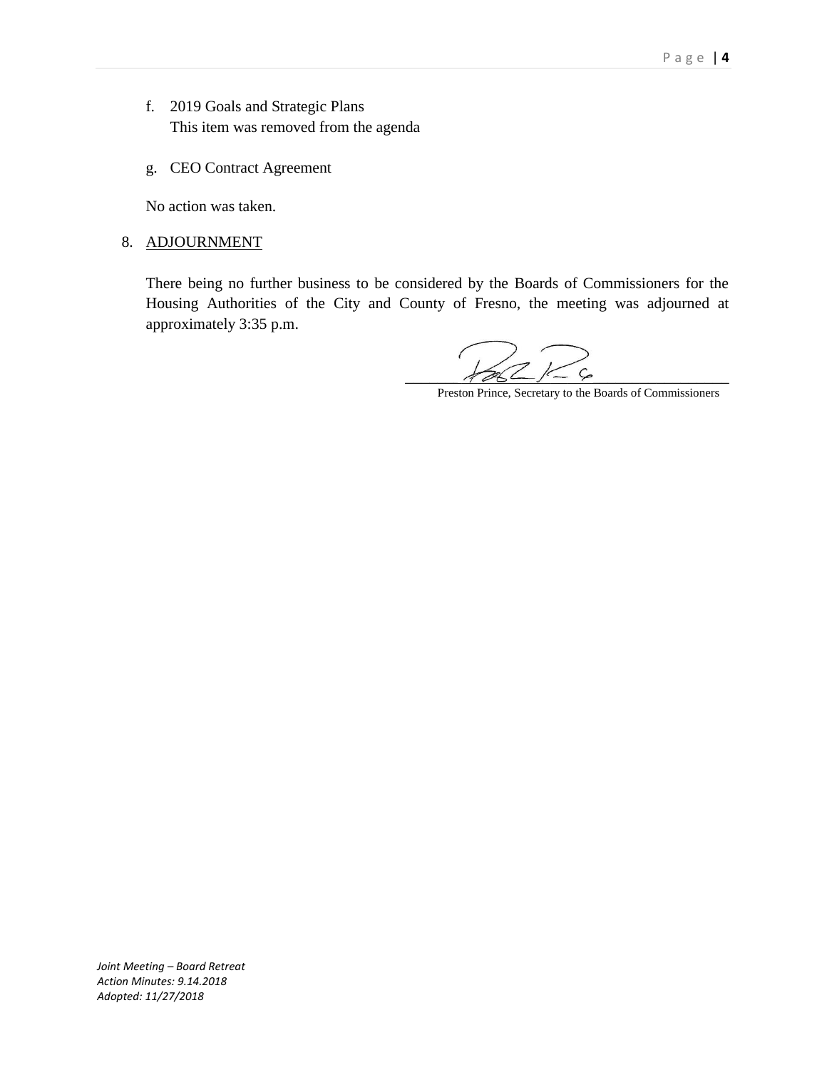f. 2019 Goals and Strategic Plans
   This item was removed from the agenda

g. CEO Contract Agreement

No action was taken.

8. ADJOURNMENT

There being no further business to be considered by the Boards of Commissioners for the Housing Authorities of the City and County of Fresno, the meeting was adjourned at approximately 3:35 p.m.

Preston Prince, Secretary to the Boards of Commissioners

*Joint Meeting – Board Retreat*
*Action Minutes: 9.14.2018*
*Adopted: 11/27/2018*